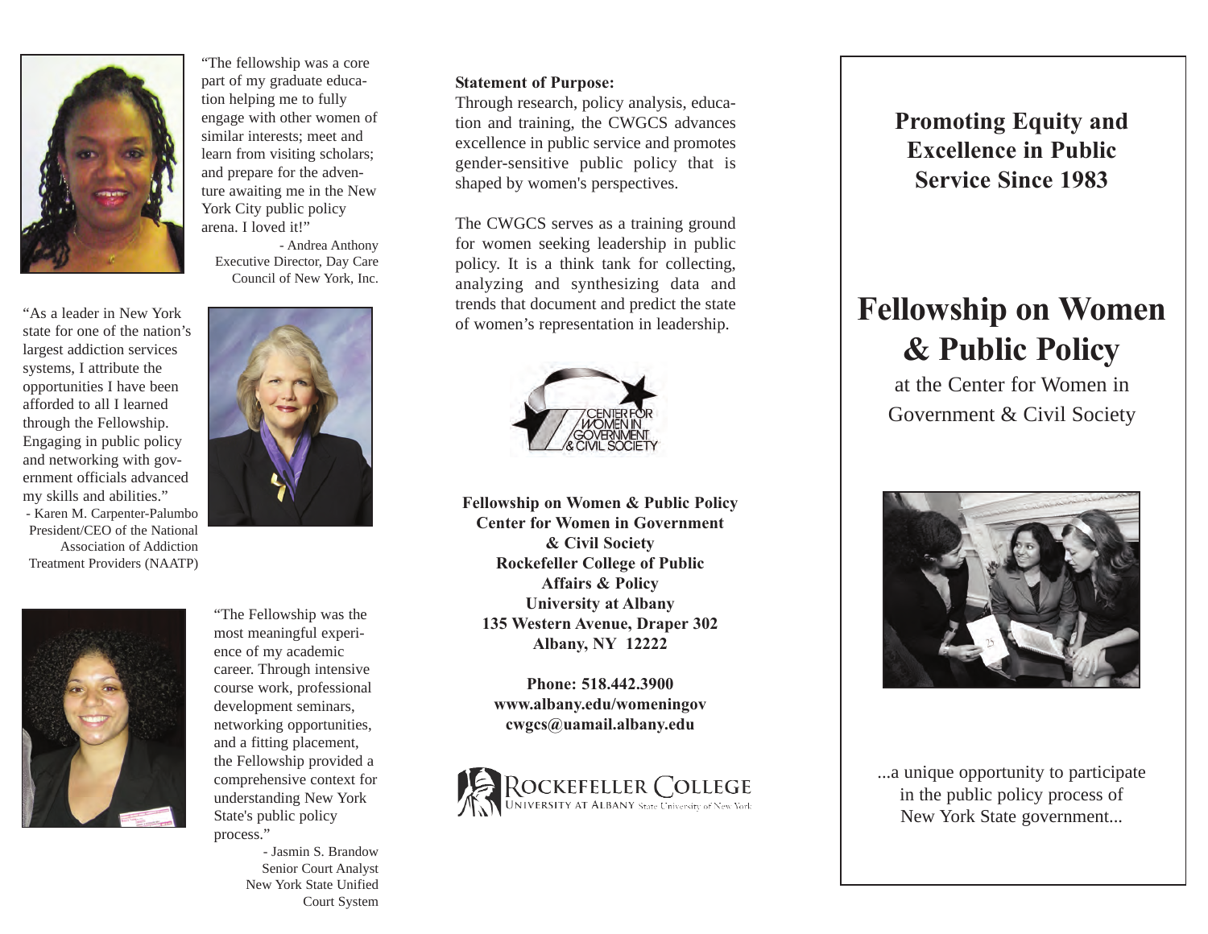"The fellowship was a core part of my graduate education helping me to fully engage with other women of similar interests; meet and learn from visiting scholars; and prepare for the adventure awaiting me in the New York City public policy arena. I loved it!"

- Andrea Anthony
Executive Director, Day Care Council of New York, Inc.

"As a leader in New York state for one of the nation's largest addiction services systems, I attribute the opportunities I have been afforded to all I learned through the Fellowship. Engaging in public policy and networking with government officials advanced my skills and abilities."

- Karen M. Carpenter-Palumbo
President/CEO of the National Association of Addiction Treatment Providers (NAATP)

"The Fellowship was the most meaningful experience of my academic career. Through intensive course work, professional development seminars, networking opportunities, and a fitting placement, the Fellowship provided a comprehensive context for understanding New York State's public policy process."

- Jasmin S. Brandow
Senior Court Analyst
New York State Unified Court System

**Statement of Purpose:**
Through research, policy analysis, education and training, the CWGCS advances excellence in public service and promotes gender-sensitive public policy that is shaped by women's perspectives.

The CWGCS serves as a training ground for women seeking leadership in public policy. It is a think tank for collecting, analyzing and synthesizing data and trends that document and predict the state of women's representation in leadership.

CENTER FOR WOMEN IN GOVERNMENT & CIVIL SOCIETY

**Fellowship on Women & Public Policy**
**Center for Women in Government & Civil Society**
**Rockefeller College of Public Affairs & Policy**
**University at Albany**
**135 Western Avenue, Draper 302**
**Albany, NY 12222**

**Phone: 518.442.3900**
**www.albany.edu/womeningov**
**cwgcs@uamail.albany.edu**

ROCKEFELLER COLLEGE
UNIVERSITY AT ALBANY State University of New York

## Promoting Equity and Excellence in Public Service Since 1983

# Fellowship on Women & Public Policy

at the Center for Women in Government & Civil Society

...a unique opportunity to participate in the public policy process of New York State government...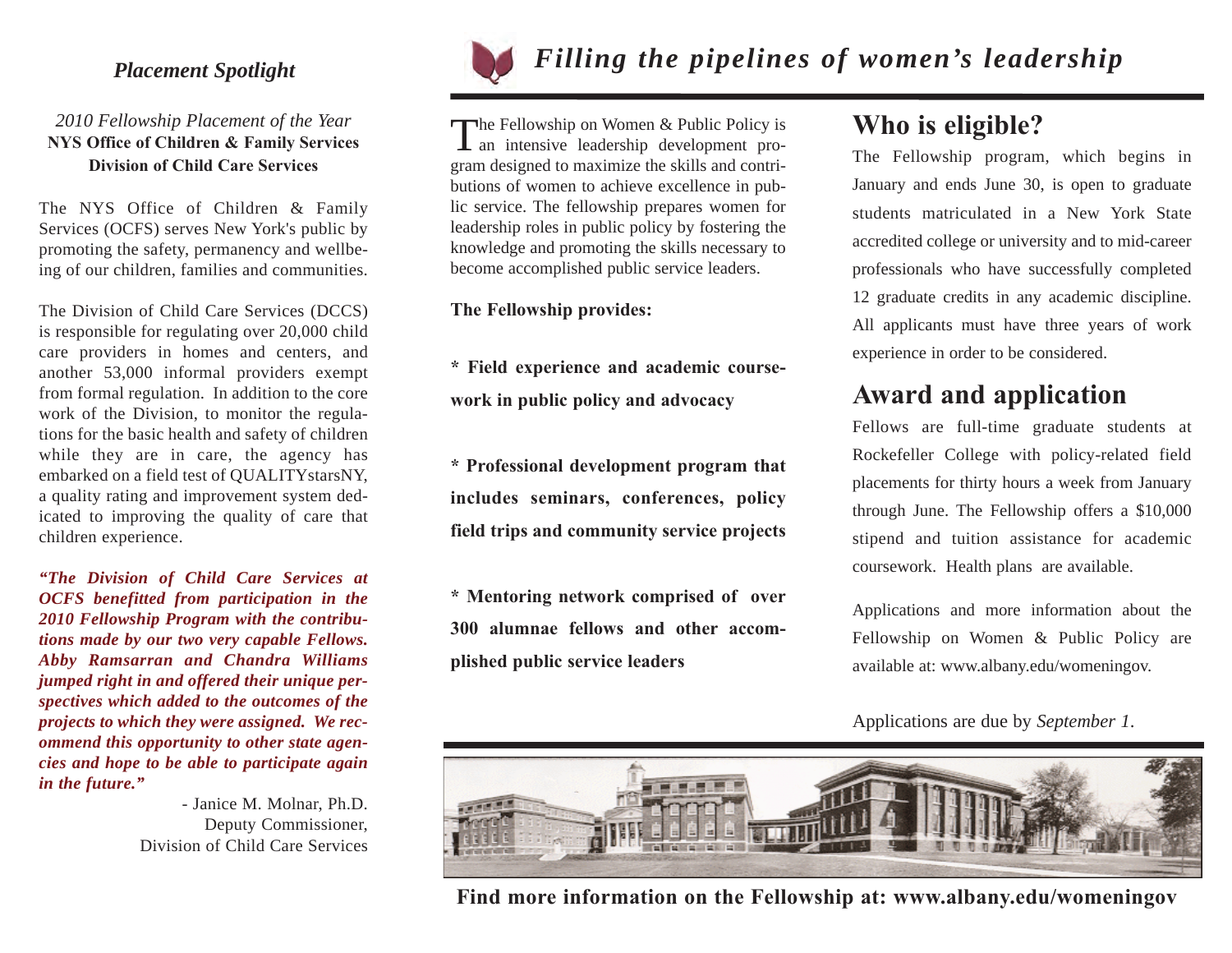## *Placement Spotlight*

*2010 Fellowship Placement of the Year*
**NYS Office of Children & Family Services**
**Division of Child Care Services**

The NYS Office of Children & Family Services (OCFS) serves New York's public by promoting the safety, permanency and wellbeing of our children, families and communities.

The Division of Child Care Services (DCCS) is responsible for regulating over 20,000 child care providers in homes and centers, and another 53,000 informal providers exempt from formal regulation. In addition to the core work of the Division, to monitor the regulations for the basic health and safety of children while they are in care, the agency has embarked on a field test of QUALITYstarsNY, a quality rating and improvement system dedicated to improving the quality of care that children experience.

***"The Division of Child Care Services at OCFS benefitted from participation in the 2010 Fellowship Program with the contributions made by our two very capable Fellows. Abby Ramsarran and Chandra Williams jumped right in and offered their unique perspectives which added to the outcomes of the projects to which they were assigned. We recommend this opportunity to other state agencies and hope to be able to participate again in the future."***

- Janice M. Molnar, Ph.D.
Deputy Commissioner,
Division of Child Care Services

# *Filling the pipelines of women's leadership*

The Fellowship on Women & Public Policy is an intensive leadership development program designed to maximize the skills and contributions of women to achieve excellence in public service. The fellowship prepares women for leadership roles in public policy by fostering the knowledge and promoting the skills necessary to become accomplished public service leaders.

**The Fellowship provides:**

**\* Field experience and academic coursework in public policy and advocacy**

**\* Professional development program that includes seminars, conferences, policy field trips and community service projects**

**\* Mentoring network comprised of over 300 alumnae fellows and other accomplished public service leaders**

## Who is eligible?

The Fellowship program, which begins in January and ends June 30, is open to graduate students matriculated in a New York State accredited college or university and to mid-career professionals who have successfully completed 12 graduate credits in any academic discipline. All applicants must have three years of work experience in order to be considered.

## Award and application

Fellows are full-time graduate students at Rockefeller College with policy-related field placements for thirty hours a week from January through June. The Fellowship offers a $10,000 stipend and tuition assistance for academic coursework. Health plans are available.

Applications and more information about the Fellowship on Women & Public Policy are available at: www.albany.edu/womeningov.

Applications are due by *September 1*.

**Find more information on the Fellowship at: www.albany.edu/womeningov**